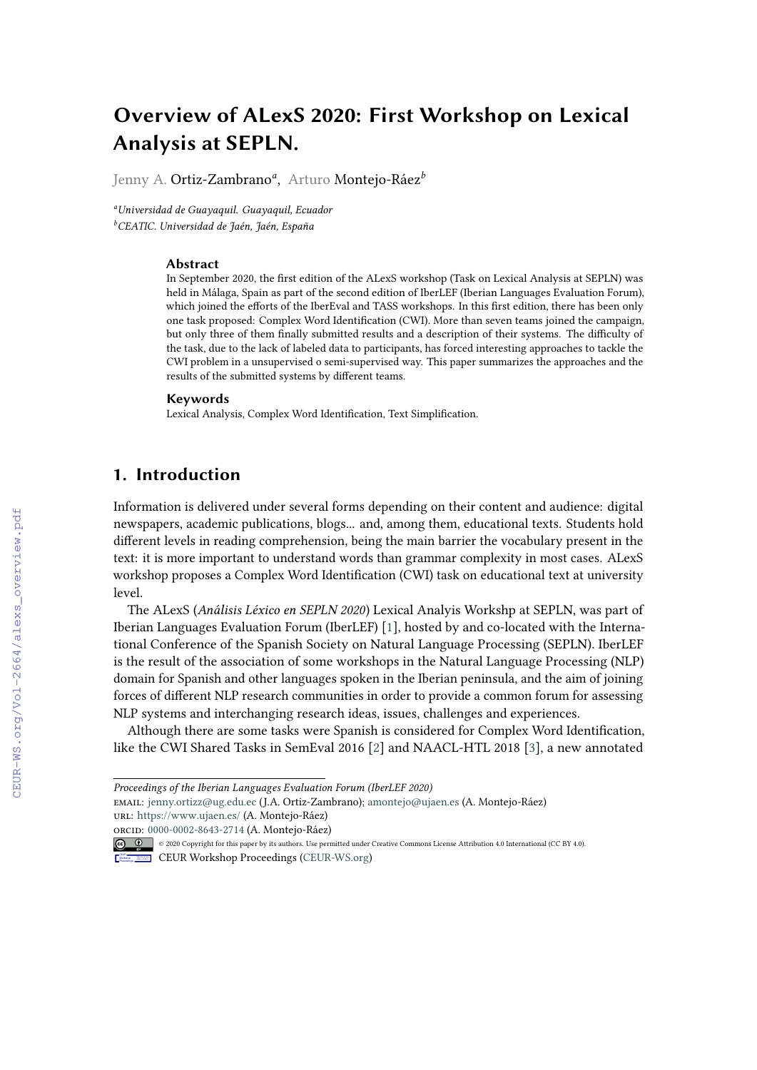# Overview of ALexS 2020: First Workshop on Lexical Analysis at SEPLN.

Jenny A. Ortiz-Zambrano[a], Arturo Montejo-Ráez[b]

[a] *Universidad de Guayaquil. Guayaquil, Ecuador*
[b] *CEATIC. Universidad de Jaén, Jaén, España*

### Abstract

In September 2020, the first edition of the ALexS workshop (Task on Lexical Analysis at SEPLN) was held in Málaga, Spain as part of the second edition of IberLEF (Iberian Languages Evaluation Forum), which joined the efforts of the IberEval and TASS workshops. In this first edition, there has been only one task proposed: Complex Word Identification (CWI). More than seven teams joined the campaign, but only three of them finally submitted results and a description of their systems. The difficulty of the task, due to the lack of labeled data to participants, has forced interesting approaches to tackle the CWI problem in a unsupervised o semi-supervised way. This paper summarizes the approaches and the results of the submitted systems by different teams.

### Keywords

Lexical Analysis, Complex Word Identification, Text Simplification.

## 1. Introduction

Information is delivered under several forms depending on their content and audience: digital newspapers, academic publications, blogs... and, among them, educational texts. Students hold different levels in reading comprehension, being the main barrier the vocabulary present in the text: it is more important to understand words than grammar complexity in most cases. ALexS workshop proposes a Complex Word Identification (CWI) task on educational text at university level.

The ALexS (*Análisis Léxico en SEPLN 2020*) Lexical Analyis Workshp at SEPLN, was part of Iberian Languages Evaluation Forum (IberLEF) [1], hosted by and co-located with the International Conference of the Spanish Society on Natural Language Processing (SEPLN). IberLEF is the result of the association of some workshops in the Natural Language Processing (NLP) domain for Spanish and other languages spoken in the Iberian peninsula, and the aim of joining forces of different NLP research communities in order to provide a common forum for assessing NLP systems and interchanging research ideas, issues, challenges and experiences.

Although there are some tasks were Spanish is considered for Complex Word Identification, like the CWI Shared Tasks in SemEval 2016 [2] and NAACL-HTL 2018 [3], a new annotated

---

*Proceedings of the Iberian Languages Evaluation Forum (IberLEF 2020)*
EMAIL: jenny.ortizz@ug.edu.ec (J.A. Ortiz-Zambrano); amontejo@ujaen.es (A. Montejo-Ráez)
URL: https://www.ujaen.es/ (A. Montejo-Ráez)
ORCID: 0000-0002-8643-2714 (A. Montejo-Ráez)
© 2020 Copyright for this paper by its authors. Use permitted under Creative Commons License Attribution 4.0 International (CC BY 4.0).
CEUR Workshop Proceedings (CEUR-WS.org)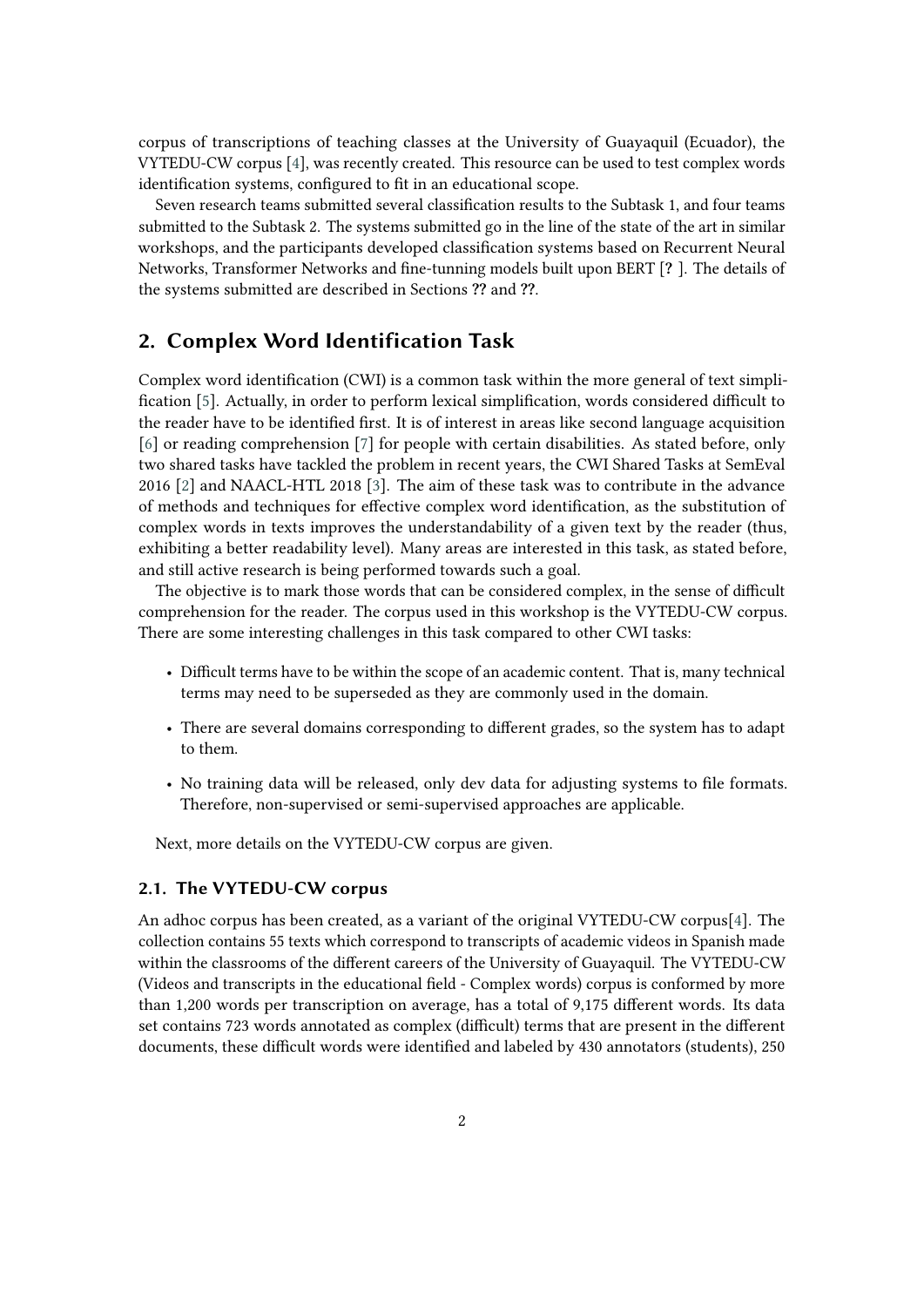corpus of transcriptions of teaching classes at the University of Guayaquil (Ecuador), the VYTEDU-CW corpus [4], was recently created. This resource can be used to test complex words identification systems, configured to fit in an educational scope.

Seven research teams submitted several classification results to the Subtask 1, and four teams submitted to the Subtask 2. The systems submitted go in the line of the state of the art in similar workshops, and the participants developed classification systems based on Recurrent Neural Networks, Transformer Networks and fine-tunning models built upon BERT [? ]. The details of the systems submitted are described in Sections **??** and **??**.

## 2. Complex Word Identification Task

Complex word identification (CWI) is a common task within the more general of text simplification [5]. Actually, in order to perform lexical simplification, words considered difficult to the reader have to be identified first. It is of interest in areas like second language acquisition [6] or reading comprehension [7] for people with certain disabilities. As stated before, only two shared tasks have tackled the problem in recent years, the CWI Shared Tasks at SemEval 2016 [2] and NAACL-HTL 2018 [3]. The aim of these task was to contribute in the advance of methods and techniques for effective complex word identification, as the substitution of complex words in texts improves the understandability of a given text by the reader (thus, exhibiting a better readability level). Many areas are interested in this task, as stated before, and still active research is being performed towards such a goal.

The objective is to mark those words that can be considered complex, in the sense of difficult comprehension for the reader. The corpus used in this workshop is the VYTEDU-CW corpus. There are some interesting challenges in this task compared to other CWI tasks:

- Difficult terms have to be within the scope of an academic content. That is, many technical terms may need to be superseded as they are commonly used in the domain.
- There are several domains corresponding to different grades, so the system has to adapt to them.
- No training data will be released, only dev data for adjusting systems to file formats. Therefore, non-supervised or semi-supervised approaches are applicable.

Next, more details on the VYTEDU-CW corpus are given.

### 2.1. The VYTEDU-CW corpus

An adhoc corpus has been created, as a variant of the original VYTEDU-CW corpus[4]. The collection contains 55 texts which correspond to transcripts of academic videos in Spanish made within the classrooms of the different careers of the University of Guayaquil. The VYTEDU-CW (Videos and transcripts in the educational field - Complex words) corpus is conformed by more than 1,200 words per transcription on average, has a total of 9,175 different words. Its data set contains 723 words annotated as complex (difficult) terms that are present in the different documents, these difficult words were identified and labeled by 430 annotators (students), 250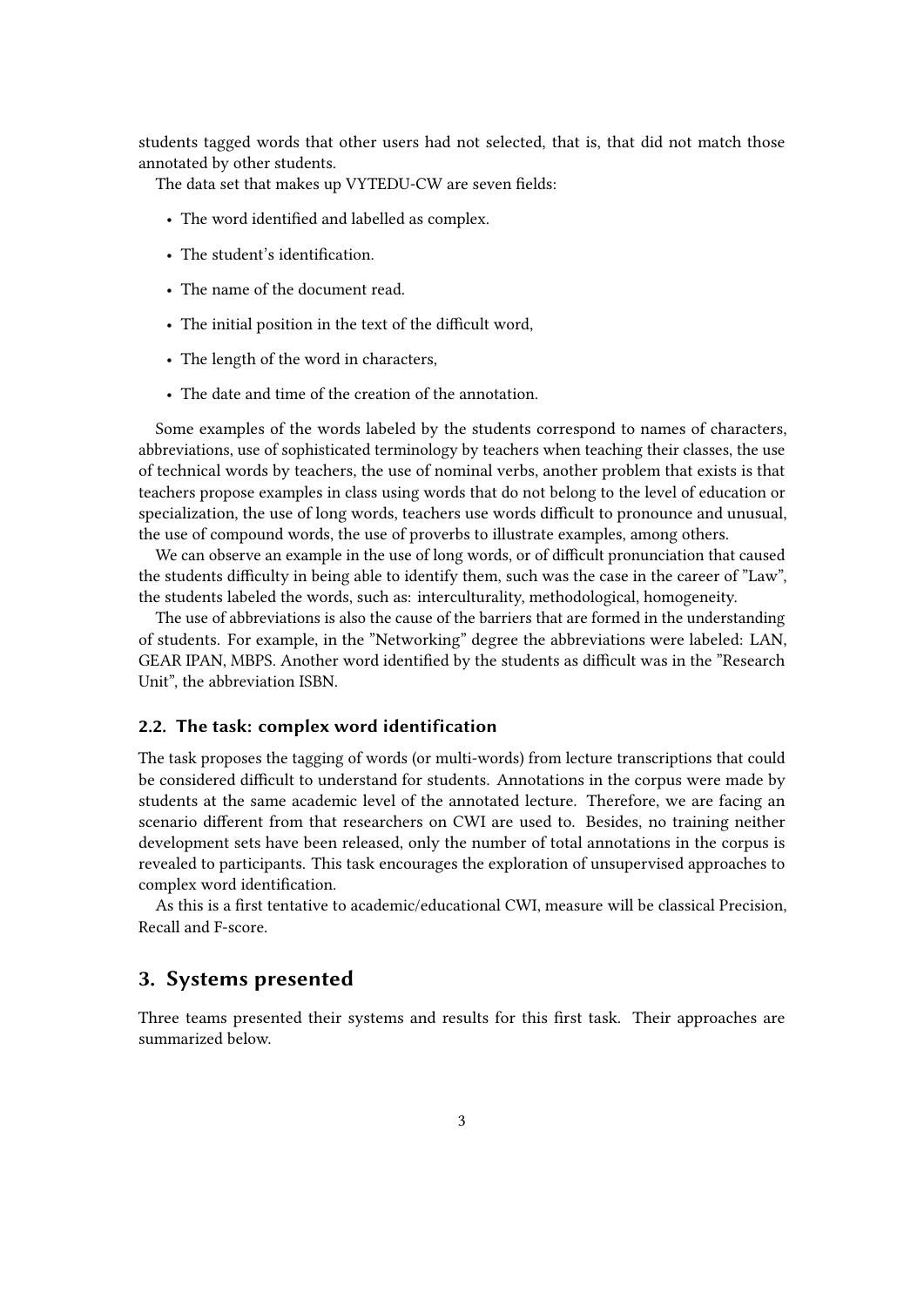students tagged words that other users had not selected, that is, that did not match those annotated by other students.

The data set that makes up VYTEDU-CW are seven fields:

- The word identified and labelled as complex.
- The student's identification.
- The name of the document read.
- The initial position in the text of the difficult word,
- The length of the word in characters,
- The date and time of the creation of the annotation.

Some examples of the words labeled by the students correspond to names of characters, abbreviations, use of sophisticated terminology by teachers when teaching their classes, the use of technical words by teachers, the use of nominal verbs, another problem that exists is that teachers propose examples in class using words that do not belong to the level of education or specialization, the use of long words, teachers use words difficult to pronounce and unusual, the use of compound words, the use of proverbs to illustrate examples, among others.

We can observe an example in the use of long words, or of difficult pronunciation that caused the students difficulty in being able to identify them, such was the case in the career of "Law", the students labeled the words, such as: interculturality, methodological, homogeneity.

The use of abbreviations is also the cause of the barriers that are formed in the understanding of students. For example, in the "Networking" degree the abbreviations were labeled: LAN, GEAR IPAN, MBPS. Another word identified by the students as difficult was in the "Research Unit", the abbreviation ISBN.

### 2.2. The task: complex word identification

The task proposes the tagging of words (or multi-words) from lecture transcriptions that could be considered difficult to understand for students. Annotations in the corpus were made by students at the same academic level of the annotated lecture. Therefore, we are facing an scenario different from that researchers on CWI are used to. Besides, no training neither development sets have been released, only the number of total annotations in the corpus is revealed to participants. This task encourages the exploration of unsupervised approaches to complex word identification.

As this is a first tentative to academic/educational CWI, measure will be classical Precision, Recall and F-score.

## 3. Systems presented

Three teams presented their systems and results for this first task. Their approaches are summarized below.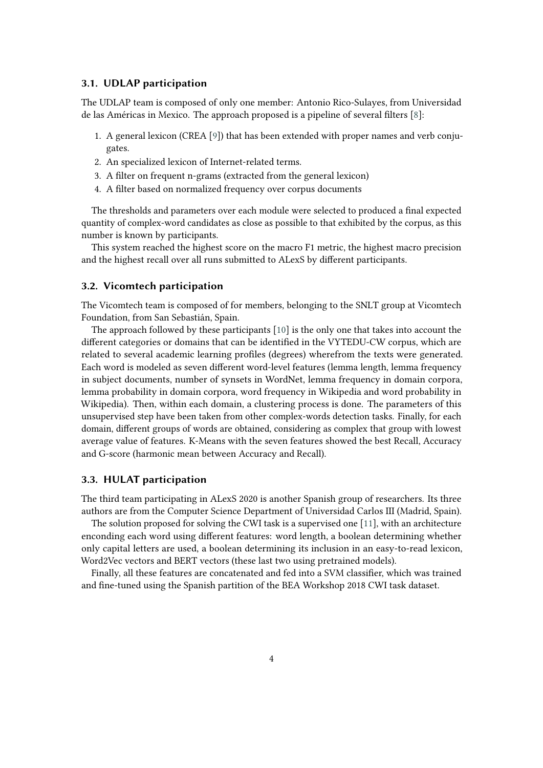### 3.1. UDLAP participation

The UDLAP team is composed of only one member: Antonio Rico-Sulayes, from Universidad de las Américas in Mexico. The approach proposed is a pipeline of several filters [8]:

1. A general lexicon (CREA [9]) that has been extended with proper names and verb conjugates.
2. An specialized lexicon of Internet-related terms.
3. A filter on frequent n-grams (extracted from the general lexicon)
4. A filter based on normalized frequency over corpus documents

The thresholds and parameters over each module were selected to produced a final expected quantity of complex-word candidates as close as possible to that exhibited by the corpus, as this number is known by participants.

This system reached the highest score on the macro F1 metric, the highest macro precision and the highest recall over all runs submitted to ALexS by different participants.

### 3.2. Vicomtech participation

The Vicomtech team is composed of for members, belonging to the SNLT group at Vicomtech Foundation, from San Sebastián, Spain.

The approach followed by these participants [10] is the only one that takes into account the different categories or domains that can be identified in the VYTEDU-CW corpus, which are related to several academic learning profiles (degrees) wherefrom the texts were generated. Each word is modeled as seven different word-level features (lemma length, lemma frequency in subject documents, number of synsets in WordNet, lemma frequency in domain corpora, lemma probability in domain corpora, word frequency in Wikipedia and word probability in Wikipedia). Then, within each domain, a clustering process is done. The parameters of this unsupervised step have been taken from other complex-words detection tasks. Finally, for each domain, different groups of words are obtained, considering as complex that group with lowest average value of features. K-Means with the seven features showed the best Recall, Accuracy and G-score (harmonic mean between Accuracy and Recall).

### 3.3. HULAT participation

The third team participating in ALexS 2020 is another Spanish group of researchers. Its three authors are from the Computer Science Department of Universidad Carlos III (Madrid, Spain).

The solution proposed for solving the CWI task is a supervised one [11], with an architecture enconding each word using different features: word length, a boolean determining whether only capital letters are used, a boolean determining its inclusion in an easy-to-read lexicon, Word2Vec vectors and BERT vectors (these last two using pretrained models).

Finally, all these features are concatenated and fed into a SVM classifier, which was trained and fine-tuned using the Spanish partition of the BEA Workshop 2018 CWI task dataset.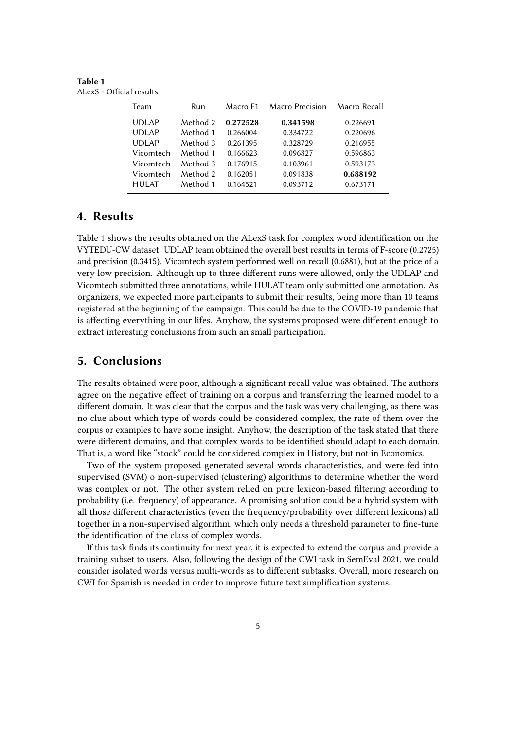**Table 1**
ALexS - Official results

| Team | Run | Macro F1 | Macro Precision | Macro Recall |
|---|---|---|---|---|
| UDLAP | Method 2 | **0.272528** | **0.341598** | 0.226691 |
| UDLAP | Method 1 | 0.266004 | 0.334722 | 0.220696 |
| UDLAP | Method 3 | 0.261395 | 0.328729 | 0.216955 |
| Vicomtech | Method 1 | 0.166623 | 0.096827 | 0.596863 |
| Vicomtech | Method 3 | 0.176915 | 0.103961 | 0.593173 |
| Vicomtech | Method 2 | 0.162051 | 0.091838 | **0.688192** |
| HULAT | Method 1 | 0.164521 | 0.093712 | 0.673171 |

## 4. Results

Table 1 shows the results obtained on the ALexS task for complex word identification on the VYTEDU-CW dataset. UDLAP team obtained the overall best results in terms of F-score (0.2725) and precision (0.3415). Vicomtech system performed well on recall (0.6881), but at the price of a very low precision. Although up to three different runs were allowed, only the UDLAP and Vicomtech submitted three annotations, while HULAT team only submitted one annotation. As organizers, we expected more participants to submit their results, being more than 10 teams registered at the beginning of the campaign. This could be due to the COVID-19 pandemic that is affecting everything in our lifes. Anyhow, the systems proposed were different enough to extract interesting conclusions from such an small participation.

## 5. Conclusions

The results obtained were poor, although a significant recall value was obtained. The authors agree on the negative effect of training on a corpus and transferring the learned model to a different domain. It was clear that the corpus and the task was very challenging, as there was no clue about which type of words could be considered complex, the rate of them over the corpus or examples to have some insight. Anyhow, the description of the task stated that there were different domains, and that complex words to be identified should adapt to each domain. That is, a word like "stock" could be considered complex in History, but not in Economics.

Two of the system proposed generated several words characteristics, and were fed into supervised (SVM) o non-supervised (clustering) algorithms to determine whether the word was complex or not. The other system relied on pure lexicon-based filtering according to probability (i.e. frequency) of appearance. A promising solution could be a hybrid system with all those different characteristics (even the frequency/probability over different lexicons) all together in a non-supervised algorithm, which only needs a threshold parameter to fine-tune the identification of the class of complex words.

If this task finds its continuity for next year, it is expected to extend the corpus and provide a training subset to users. Also, following the design of the CWI task in SemEval 2021, we could consider isolated words versus multi-words as to different subtasks. Overall, more research on CWI for Spanish is needed in order to improve future text simplification systems.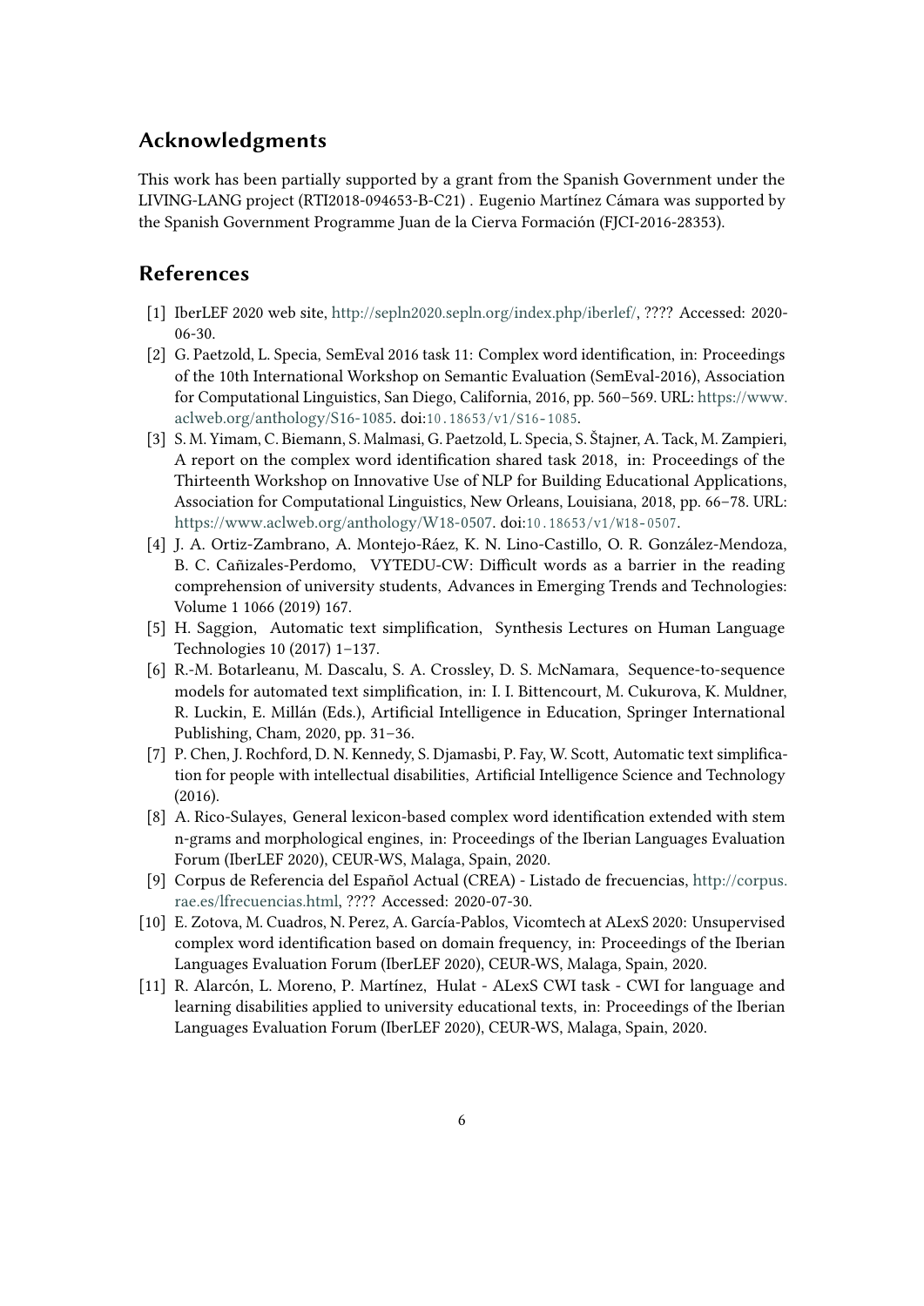## Acknowledgments

This work has been partially supported by a grant from the Spanish Government under the LIVING-LANG project (RTI2018-094653-B-C21) . Eugenio Martínez Cámara was supported by the Spanish Government Programme Juan de la Cierva Formación (FJCI-2016-28353).

## References

[1] IberLEF 2020 web site, http://sepln2020.sepln.org/index.php/iberlef/, ???? Accessed: 2020-06-30.

[2] G. Paetzold, L. Specia, SemEval 2016 task 11: Complex word identification, in: Proceedings of the 10th International Workshop on Semantic Evaluation (SemEval-2016), Association for Computational Linguistics, San Diego, California, 2016, pp. 560–569. URL: https://www.aclweb.org/anthology/S16-1085. doi:10.18653/v1/S16-1085.

[3] S. M. Yimam, C. Biemann, S. Malmasi, G. Paetzold, L. Specia, S. Štajner, A. Tack, M. Zampieri, A report on the complex word identification shared task 2018, in: Proceedings of the Thirteenth Workshop on Innovative Use of NLP for Building Educational Applications, Association for Computational Linguistics, New Orleans, Louisiana, 2018, pp. 66–78. URL: https://www.aclweb.org/anthology/W18-0507. doi:10.18653/v1/W18-0507.

[4] J. A. Ortiz-Zambrano, A. Montejo-Ráez, K. N. Lino-Castillo, O. R. González-Mendoza, B. C. Cañizales-Perdomo, VYTEDU-CW: Difficult words as a barrier in the reading comprehension of university students, Advances in Emerging Trends and Technologies: Volume 1 1066 (2019) 167.

[5] H. Saggion, Automatic text simplification, Synthesis Lectures on Human Language Technologies 10 (2017) 1–137.

[6] R.-M. Botarleanu, M. Dascalu, S. A. Crossley, D. S. McNamara, Sequence-to-sequence models for automated text simplification, in: I. I. Bittencourt, M. Cukurova, K. Muldner, R. Luckin, E. Millán (Eds.), Artificial Intelligence in Education, Springer International Publishing, Cham, 2020, pp. 31–36.

[7] P. Chen, J. Rochford, D. N. Kennedy, S. Djamasbi, P. Fay, W. Scott, Automatic text simplification for people with intellectual disabilities, Artificial Intelligence Science and Technology (2016).

[8] A. Rico-Sulayes, General lexicon-based complex word identification extended with stem n-grams and morphological engines, in: Proceedings of the Iberian Languages Evaluation Forum (IberLEF 2020), CEUR-WS, Malaga, Spain, 2020.

[9] Corpus de Referencia del Español Actual (CREA) - Listado de frecuencias, http://corpus.rae.es/lfrecuencias.html, ???? Accessed: 2020-07-30.

[10] E. Zotova, M. Cuadros, N. Perez, A. García-Pablos, Vicomtech at ALexS 2020: Unsupervised complex word identification based on domain frequency, in: Proceedings of the Iberian Languages Evaluation Forum (IberLEF 2020), CEUR-WS, Malaga, Spain, 2020.

[11] R. Alarcón, L. Moreno, P. Martínez, Hulat - ALexS CWI task - CWI for language and learning disabilities applied to university educational texts, in: Proceedings of the Iberian Languages Evaluation Forum (IberLEF 2020), CEUR-WS, Malaga, Spain, 2020.